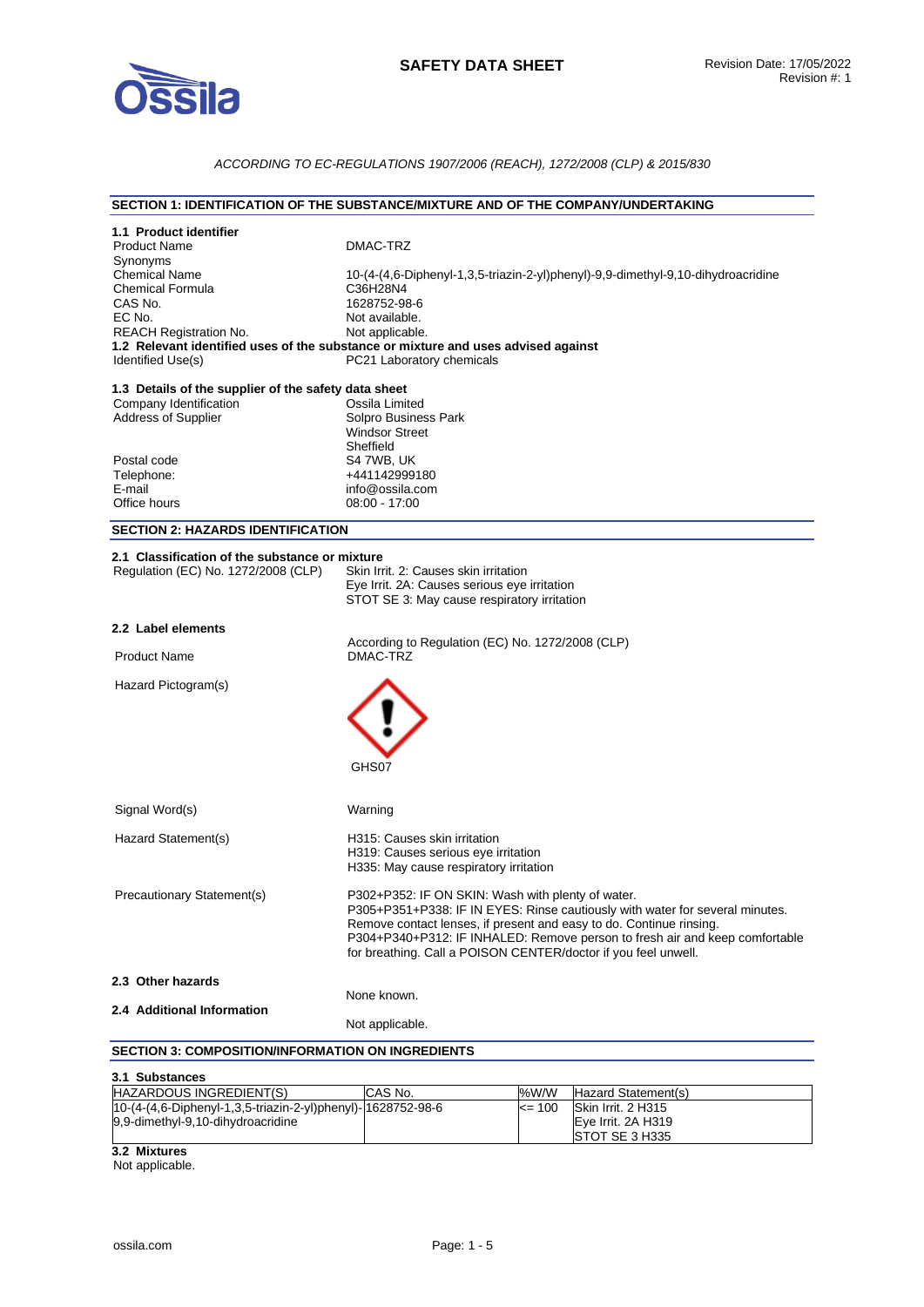# SAFETY DATA SHEET

Revision Date: 17/05/2022
Revision #: 1

*ACCORDING TO EC-REGULATIONS 1907/2006 (REACH), 1272/2008 (CLP) & 2015/830*

## SECTION 1: IDENTIFICATION OF THE SUBSTANCE/MIXTURE AND OF THE COMPANY/UNDERTAKING

### 1.1 Product identifier

| | |
|---|---|
| Product Name | DMAC-TRZ |
| Synonyms | |
| Chemical Name | 10-(4-(4,6-Diphenyl-1,3,5-triazin-2-yl)phenyl)-9,9-dimethyl-9,10-dihydroacridine |
| Chemical Formula | $C_{36}H_{28}N_4$ |
| CAS No. | 1628752-98-6 |
| EC No. | Not available. |
| REACH Registration No. | Not applicable. |

### 1.2 Relevant identified uses of the substance or mixture and uses advised against

| | |
|---|---|
| Identified Use(s) | PC21 Laboratory chemicals |

### 1.3 Details of the supplier of the safety data sheet

| | |
|---|---|
| Company Identification | Ossila Limited |
| Address of Supplier | Solpro Business Park<br>Windsor Street<br>Sheffield |
| Postal code | S4 7WB, UK |
| Telephone: | +441142999180 |
| E-mail | info@ossila.com |
| Office hours | 08:00 - 17:00 |

## SECTION 2: HAZARDS IDENTIFICATION

### 2.1 Classification of the substance or mixture

| | |
|---|---|
| Regulation (EC) No. 1272/2008 (CLP) | Skin Irrit. 2: Causes skin irritation<br>Eye Irrit. 2A: Causes serious eye irritation<br>STOT SE 3: May cause respiratory irritation |

### 2.2 Label elements

According to Regulation (EC) No. 1272/2008 (CLP)

| | |
|---|---|
| Product Name | DMAC-TRZ |
| Hazard Pictogram(s) | GHS07 |
| Signal Word(s) | Warning |
| Hazard Statement(s) | H315: Causes skin irritation<br>H319: Causes serious eye irritation<br>H335: May cause respiratory irritation |
| Precautionary Statement(s) | P302+P352: IF ON SKIN: Wash with plenty of water.<br>P305+P351+P338: IF IN EYES: Rinse cautiously with water for several minutes. Remove contact lenses, if present and easy to do. Continue rinsing.<br>P304+P340+P312: IF INHALED: Remove person to fresh air and keep comfortable for breathing. Call a POISON CENTER/doctor if you feel unwell. |

### 2.3 Other hazards

None known.

### 2.4 Additional Information

Not applicable.

## SECTION 3: COMPOSITION/INFORMATION ON INGREDIENTS

### 3.1 Substances

| HAZARDOUS INGREDIENT(S) | CAS No. | %W/W | Hazard Statement(s) |
|---|---|---|---|
| 10-(4-(4,6-Diphenyl-1,3,5-triazin-2-yl)phenyl)-9,9-dimethyl-9,10-dihydroacridine | 1628752-98-6 | <= 100 | Skin Irrit. 2 H315<br>Eye Irrit. 2A H319<br>STOT SE 3 H335 |

### 3.2 Mixtures

Not applicable.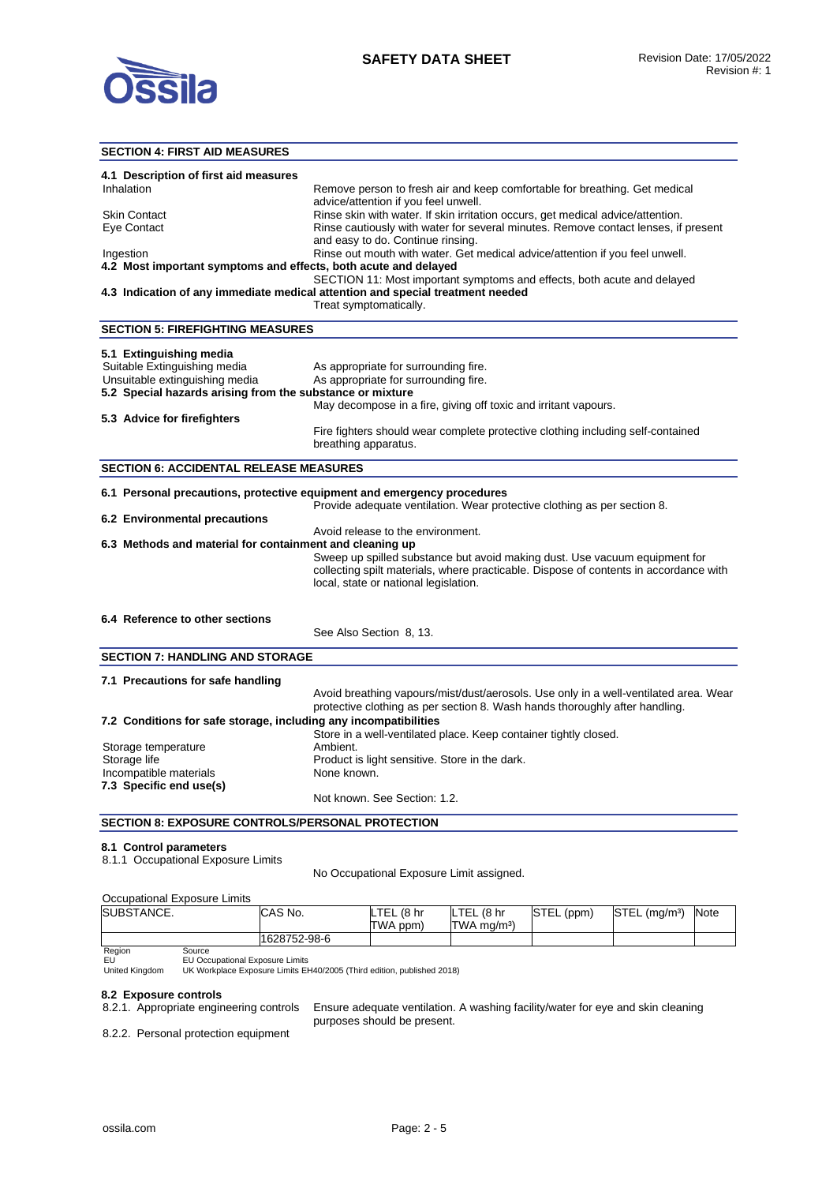## SECTION 4: FIRST AID MEASURES

### 4.1 Description of first aid measures

Inhalation — Remove person to fresh air and keep comfortable for breathing. Get medical advice/attention if you feel unwell.

Skin Contact — Rinse skin with water. If skin irritation occurs, get medical advice/attention.

Eye Contact — Rinse cautiously with water for several minutes. Remove contact lenses, if present and easy to do. Continue rinsing.

Ingestion — Rinse out mouth with water. Get medical advice/attention if you feel unwell.

### 4.2 Most important symptoms and effects, both acute and delayed

SECTION 11: Most important symptoms and effects, both acute and delayed

### 4.3 Indication of any immediate medical attention and special treatment needed

Treat symptomatically.

## SECTION 5: FIREFIGHTING MEASURES

### 5.1 Extinguishing media

Suitable Extinguishing media — As appropriate for surrounding fire.

Unsuitable extinguishing media — As appropriate for surrounding fire.

### 5.2 Special hazards arising from the substance or mixture

May decompose in a fire, giving off toxic and irritant vapours.

### 5.3 Advice for firefighters

Fire fighters should wear complete protective clothing including self-contained breathing apparatus.

## SECTION 6: ACCIDENTAL RELEASE MEASURES

### 6.1 Personal precautions, protective equipment and emergency procedures

Provide adequate ventilation. Wear protective clothing as per section 8.

### 6.2 Environmental precautions

Avoid release to the environment.

### 6.3 Methods and material for containment and cleaning up

Sweep up spilled substance but avoid making dust. Use vacuum equipment for collecting spilt materials, where practicable. Dispose of contents in accordance with local, state or national legislation.

### 6.4 Reference to other sections

See Also Section 8, 13.

## SECTION 7: HANDLING AND STORAGE

### 7.1 Precautions for safe handling

Avoid breathing vapours/mist/dust/aerosols. Use only in a well-ventilated area. Wear protective clothing as per section 8. Wash hands thoroughly after handling.

### 7.2 Conditions for safe storage, including any incompatibilities

Store in a well-ventilated place. Keep container tightly closed.

Storage temperature — Ambient.

Storage life — Product is light sensitive. Store in the dark.

Incompatible materials — None known.

### 7.3 Specific end use(s)

Not known. See Section: 1.2.

## SECTION 8: EXPOSURE CONTROLS/PERSONAL PROTECTION

### 8.1 Control parameters

8.1.1 Occupational Exposure Limits

No Occupational Exposure Limit assigned.

Occupational Exposure Limits

| SUBSTANCE. | CAS No. | LTEL (8 hr TWA ppm) | LTEL (8 hr TWA mg/m³) | STEL (ppm) | STEL (mg/m³) | Note |
|---|---|---|---|---|---|---|
| | 1628752-98-6 | | | | | |

| Region | Source |
|---|---|
| EU | EU Occupational Exposure Limits |
| United Kingdom | UK Workplace Exposure Limits EH40/2005 (Third edition, published 2018) |

### 8.2 Exposure controls

8.2.1. Appropriate engineering controls — Ensure adequate ventilation. A washing facility/water for eye and skin cleaning purposes should be present.

8.2.2. Personal protection equipment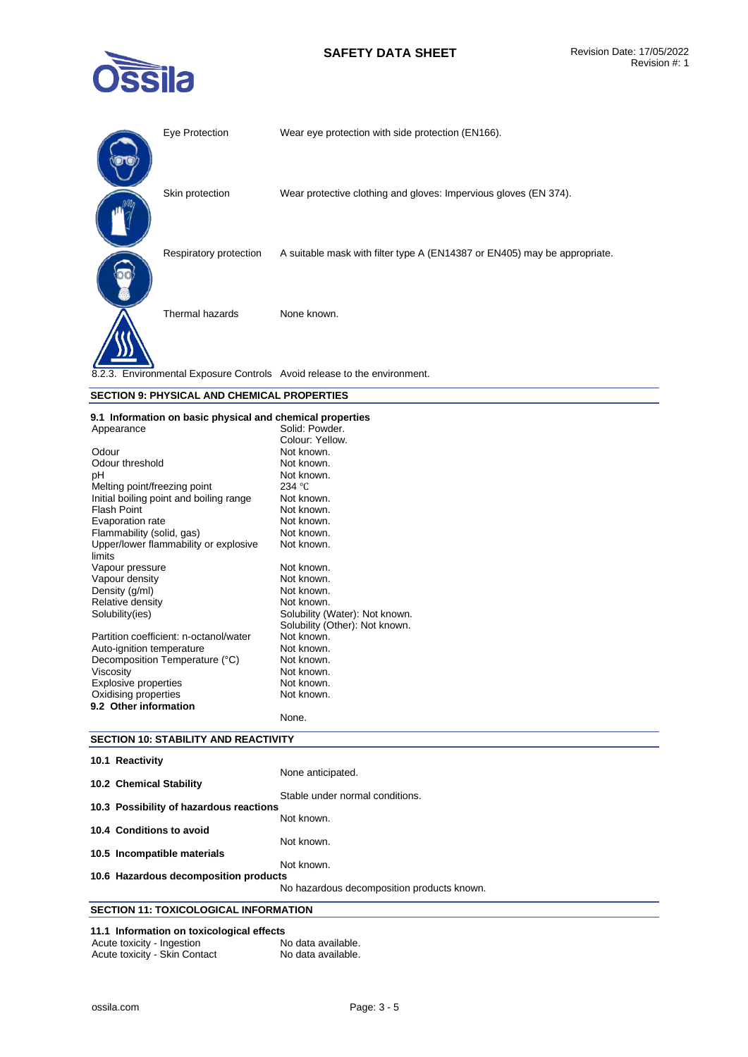| | |
|---|---|
| Eye Protection | Wear eye protection with side protection (EN166). |
| Skin protection | Wear protective clothing and gloves: Impervious gloves (EN 374). |
| Respiratory protection | A suitable mask with filter type A (EN14387 or EN405) may be appropriate. |
| Thermal hazards | None known. |

8.2.3. Environmental Exposure Controls Avoid release to the environment.

## SECTION 9: PHYSICAL AND CHEMICAL PROPERTIES

### 9.1 Information on basic physical and chemical properties

| | |
|---|---|
| Appearance | Solid: Powder.<br>Colour: Yellow. |
| Odour | Not known. |
| Odour threshold | Not known. |
| pH | Not known. |
| Melting point/freezing point | 234 °C |
| Initial boiling point and boiling range | Not known. |
| Flash Point | Not known. |
| Evaporation rate | Not known. |
| Flammability (solid, gas) | Not known. |
| Upper/lower flammability or explosive limits | Not known. |
| Vapour pressure | Not known. |
| Vapour density | Not known. |
| Density (g/ml) | Not known. |
| Relative density | Not known. |
| Solubility(ies) | Solubility (Water): Not known.<br>Solubility (Other): Not known. |
| Partition coefficient: n-octanol/water | Not known. |
| Auto-ignition temperature | Not known. |
| Decomposition Temperature (°C) | Not known. |
| Viscosity | Not known. |
| Explosive properties | Not known. |
| Oxidising properties | Not known. |

### 9.2 Other information

None.

## SECTION 10: STABILITY AND REACTIVITY

**10.1 Reactivity**

None anticipated.

**10.2 Chemical Stability**

Stable under normal conditions.

**10.3 Possibility of hazardous reactions**

Not known.

**10.4 Conditions to avoid**

Not known.

**10.5 Incompatible materials**

Not known.

**10.6 Hazardous decomposition products**

No hazardous decomposition products known.

## SECTION 11: TOXICOLOGICAL INFORMATION

### 11.1 Information on toxicological effects

| | |
|---|---|
| Acute toxicity - Ingestion | No data available. |
| Acute toxicity - Skin Contact | No data available. |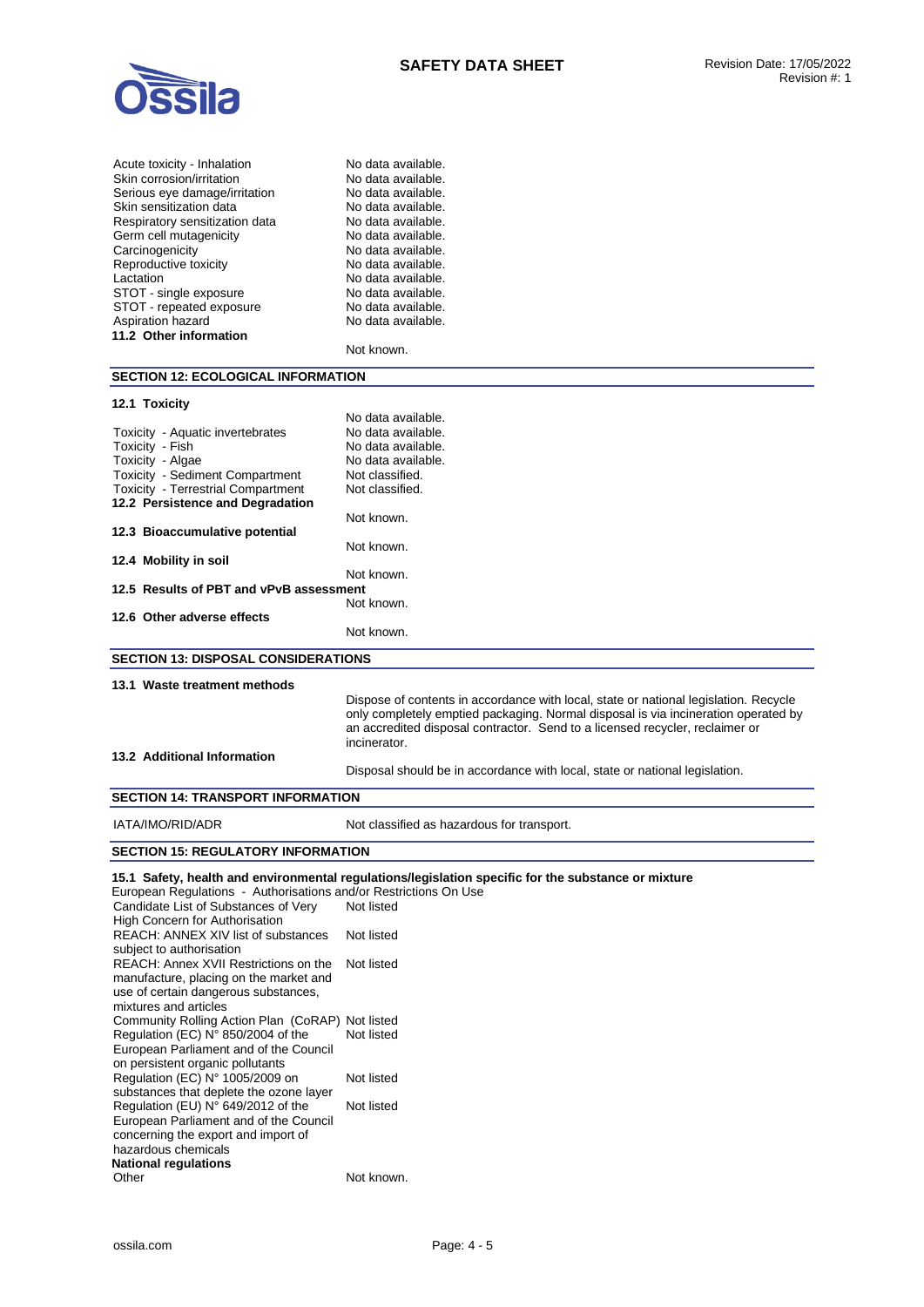| | |
|---|---|
| Acute toxicity - Inhalation | No data available. |
| Skin corrosion/irritation | No data available. |
| Serious eye damage/irritation | No data available. |
| Skin sensitization data | No data available. |
| Respiratory sensitization data | No data available. |
| Germ cell mutagenicity | No data available. |
| Carcinogenicity | No data available. |
| Reproductive toxicity | No data available. |
| Lactation | No data available. |
| STOT - single exposure | No data available. |
| STOT - repeated exposure | No data available. |
| Aspiration hazard | No data available. |

**11.2 Other information**

Not known.

## SECTION 12: ECOLOGICAL INFORMATION

**12.1 Toxicity**

No data available.

| | |
|---|---|
| Toxicity - Aquatic invertebrates | No data available. |
| Toxicity - Fish | No data available. |
| Toxicity - Algae | No data available. |
| Toxicity - Sediment Compartment | Not classified. |
| Toxicity - Terrestrial Compartment | Not classified. |

**12.2 Persistence and Degradation**

Not known.

**12.3 Bioaccumulative potential**

Not known.

**12.4 Mobility in soil**

Not known.

**12.5 Results of PBT and vPvB assessment**

Not known.

**12.6 Other adverse effects**

Not known.

## SECTION 13: DISPOSAL CONSIDERATIONS

**13.1 Waste treatment methods**

Dispose of contents in accordance with local, state or national legislation. Recycle only completely emptied packaging. Normal disposal is via incineration operated by an accredited disposal contractor. Send to a licensed recycler, reclaimer or incinerator.

**13.2 Additional Information**

Disposal should be in accordance with local, state or national legislation.

## SECTION 14: TRANSPORT INFORMATION

| | |
|---|---|
| IATA/IMO/RID/ADR | Not classified as hazardous for transport. |

## SECTION 15: REGULATORY INFORMATION

**15.1 Safety, health and environmental regulations/legislation specific for the substance or mixture**

European Regulations - Authorisations and/or Restrictions On Use

| | |
|---|---|
| Candidate List of Substances of Very High Concern for Authorisation | Not listed |
| REACH: ANNEX XIV list of substances subject to authorisation | Not listed |
| REACH: Annex XVII Restrictions on the manufacture, placing on the market and use of certain dangerous substances, mixtures and articles | Not listed |
| Community Rolling Action Plan (CoRAP) | Not listed |
| Regulation (EC) N° 850/2004 of the European Parliament and of the Council on persistent organic pollutants | Not listed |
| Regulation (EC) N° 1005/2009 on substances that deplete the ozone layer | Not listed |
| Regulation (EU) N° 649/2012 of the European Parliament and of the Council concerning the export and import of hazardous chemicals | Not listed |

**National regulations**

| | |
|---|---|
| Other | Not known. |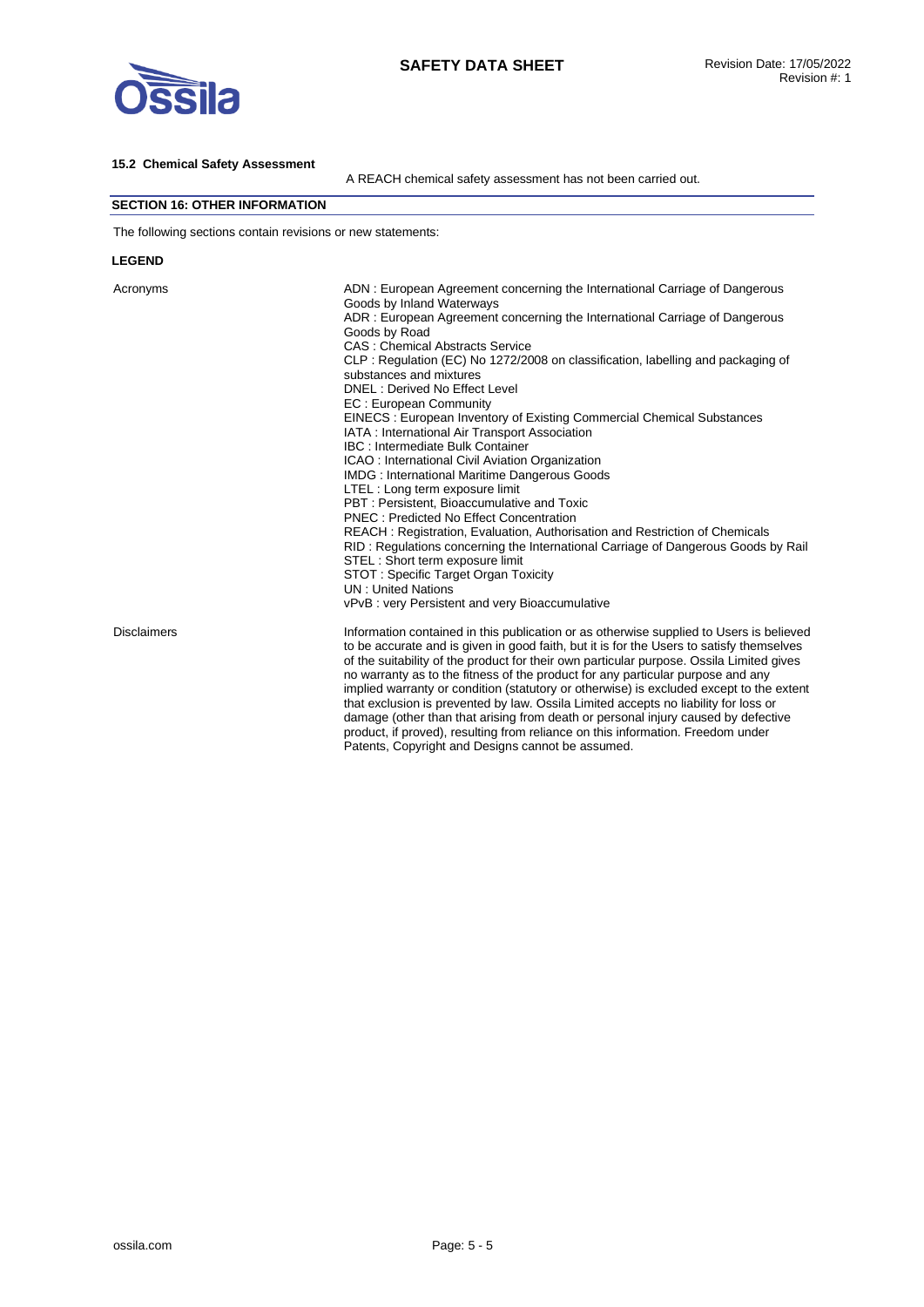**15.2 Chemical Safety Assessment**

A REACH chemical safety assessment has not been carried out.

## SECTION 16: OTHER INFORMATION

The following sections contain revisions or new statements:

**LEGEND**

Acronyms

ADN : European Agreement concerning the International Carriage of Dangerous Goods by Inland Waterways
ADR : European Agreement concerning the International Carriage of Dangerous Goods by Road
CAS : Chemical Abstracts Service
CLP : Regulation (EC) No 1272/2008 on classification, labelling and packaging of substances and mixtures
DNEL : Derived No Effect Level
EC : European Community
EINECS : European Inventory of Existing Commercial Chemical Substances
IATA : International Air Transport Association
IBC : Intermediate Bulk Container
ICAO : International Civil Aviation Organization
IMDG : International Maritime Dangerous Goods
LTEL : Long term exposure limit
PBT : Persistent, Bioaccumulative and Toxic
PNEC : Predicted No Effect Concentration
REACH : Registration, Evaluation, Authorisation and Restriction of Chemicals
RID : Regulations concerning the International Carriage of Dangerous Goods by Rail
STEL : Short term exposure limit
STOT : Specific Target Organ Toxicity
UN : United Nations
vPvB : very Persistent and very Bioaccumulative

Disclaimers

Information contained in this publication or as otherwise supplied to Users is believed to be accurate and is given in good faith, but it is for the Users to satisfy themselves of the suitability of the product for their own particular purpose. Ossila Limited gives no warranty as to the fitness of the product for any particular purpose and any implied warranty or condition (statutory or otherwise) is excluded except to the extent that exclusion is prevented by law. Ossila Limited accepts no liability for loss or damage (other than that arising from death or personal injury caused by defective product, if proved), resulting from reliance on this information. Freedom under Patents, Copyright and Designs cannot be assumed.